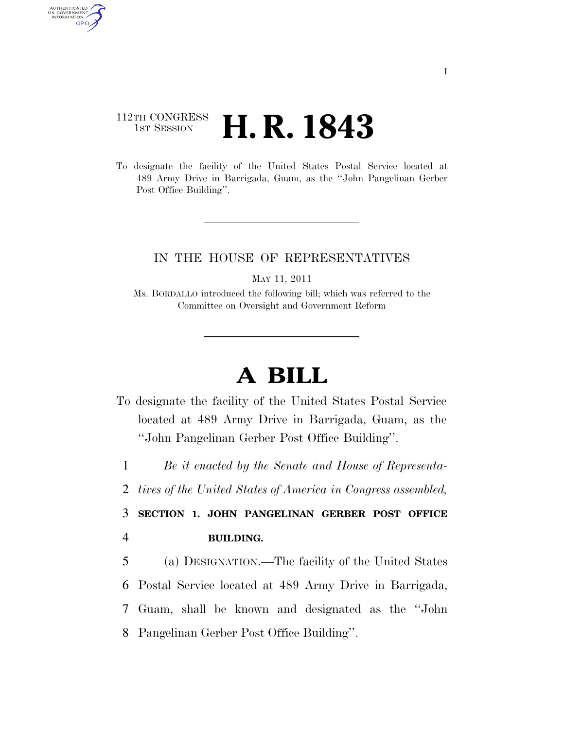112TH CONGRESS
1ST SESSION

# H. R. 1843

To designate the facility of the United States Postal Service located at 489 Army Drive in Barrigada, Guam, as the "John Pangelinan Gerber Post Office Building".

IN THE HOUSE OF REPRESENTATIVES

MAY 11, 2011

Ms. BORDALLO introduced the following bill; which was referred to the Committee on Oversight and Government Reform

# A BILL

To designate the facility of the United States Postal Service located at 489 Army Drive in Barrigada, Guam, as the "John Pangelinan Gerber Post Office Building".

1 *Be it enacted by the Senate and House of Representa-*
2 *tives of the United States of America in Congress assembled,*

3 **SECTION 1. JOHN PANGELINAN GERBER POST OFFICE**
4 **BUILDING.**

5 (a) DESIGNATION.—The facility of the United States
6 Postal Service located at 489 Army Drive in Barrigada,
7 Guam, shall be known and designated as the "John
8 Pangelinan Gerber Post Office Building".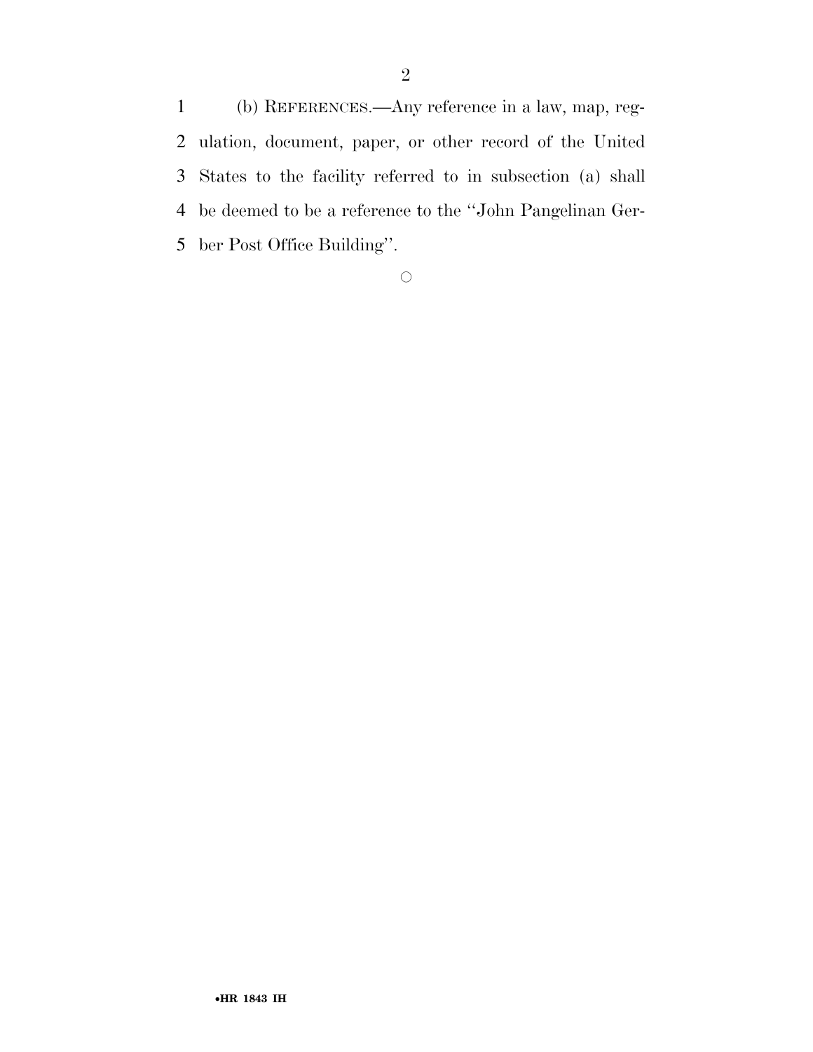(b) REFERENCES.—Any reference in a law, map, regulation, document, paper, or other record of the United States to the facility referred to in subsection (a) shall be deemed to be a reference to the ''John Pangelinan Gerber Post Office Building''.

○